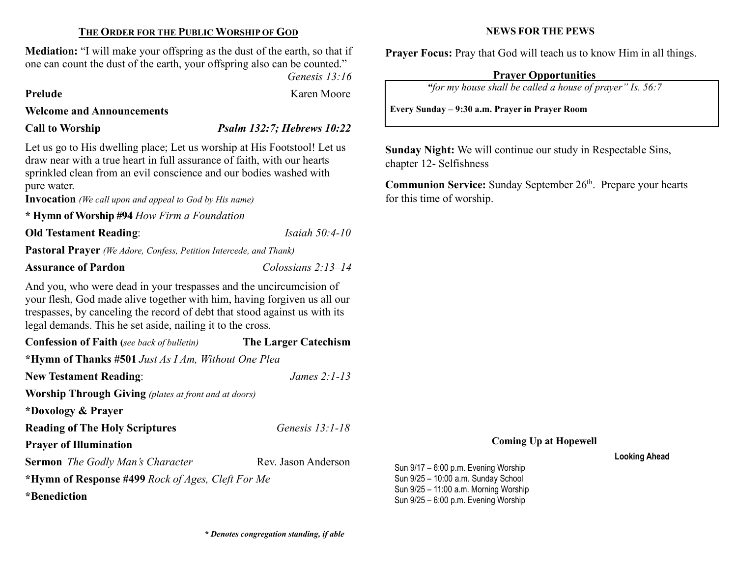## The Order for the Public Worship of God

**Mediation:** "I will make your offspring as the dust of the earth, so that if one can count the dust of the earth, your offspring also can be counted."
*Genesis 13:16*

**Prelude** Karen Moore

**Welcome and Announcements**

**Call to Worship** *Psalm 132:7; Hebrews 10:22*

Let us go to His dwelling place; Let us worship at His Footstool! Let us draw near with a true heart in full assurance of faith, with our hearts sprinkled clean from an evil conscience and our bodies washed with pure water.

**Invocation** *(We call upon and appeal to God by His name)*

**\* Hymn of Worship #94** *How Firm a Foundation*

**Old Testament Reading**: *Isaiah 50:4-10*

**Pastoral Prayer** *(We Adore, Confess, Petition Intercede, and Thank)*

**Assurance of Pardon** *Colossians 2:13–14*

And you, who were dead in your trespasses and the uncircumcision of your flesh, God made alive together with him, having forgiven us all our trespasses, by canceling the record of debt that stood against us with its legal demands. This he set aside, nailing it to the cross.

**Confession of Faith (***see back of bulletin)* **The Larger Catechism**

**\*Hymn of Thanks #501** *Just As I Am, Without One Plea*

**New Testament Reading**: *James 2:1-13*

**Worship Through Giving** *(plates at front and at doors)*

**\*Doxology & Prayer**

**Reading of The Holy Scriptures** *Genesis 13:1-18*

**Prayer of Illumination**

**Sermon** *The Godly Man's Character* Rev. Jason Anderson

**\*Hymn of Response #499** *Rock of Ages, Cleft For Me*

**\*Benediction**

***\* Denotes congregation standing, if able***

## NEWS FOR THE PEWS

**Prayer Focus:** Pray that God will teach us to know Him in all things.

### Prayer Opportunities

*"for my house shall be called a house of prayer" Is. 56:7*

**Every Sunday – 9:30 a.m. Prayer in Prayer Room**

**Sunday Night:** We will continue our study in Respectable Sins, chapter 12- Selfishness

**Communion Service:** Sunday September 26th. Prepare your hearts for this time of worship.

### Coming Up at Hopewell

**Looking Ahead**

Sun 9/17 – 6:00 p.m. Evening Worship
Sun 9/25 – 10:00 a.m. Sunday School
Sun 9/25 – 11:00 a.m. Morning Worship
Sun 9/25 – 6:00 p.m. Evening Worship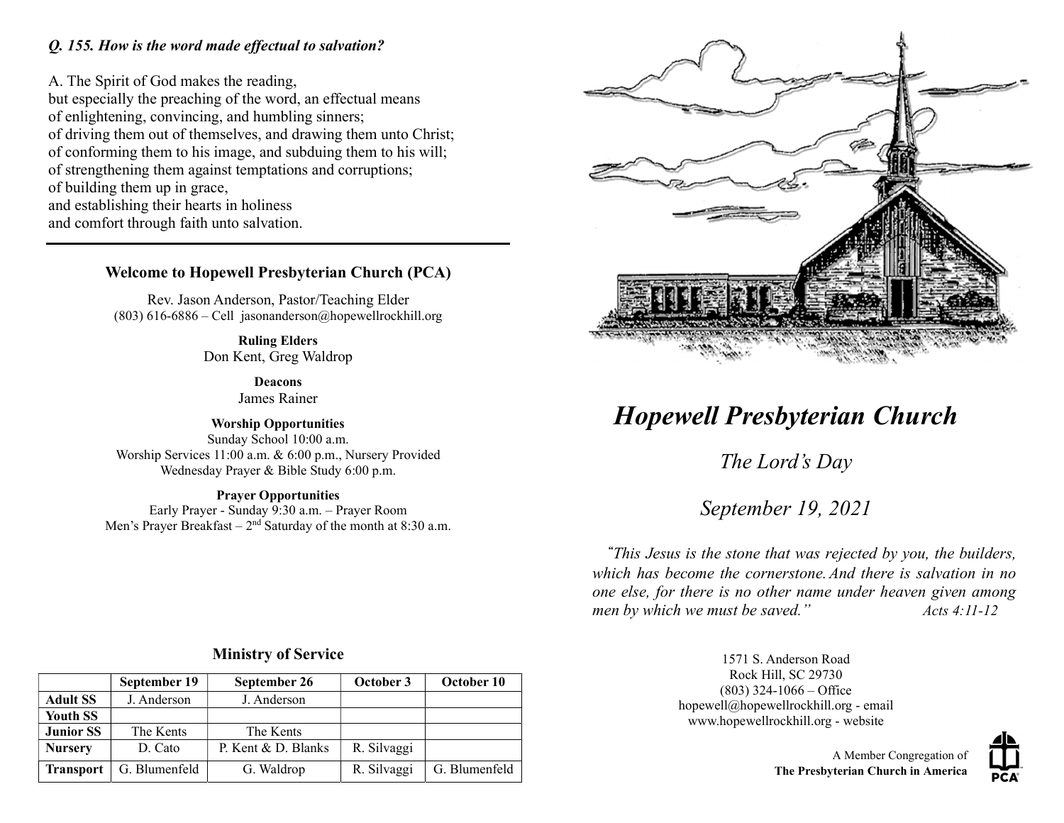*Q. 155. How is the word made effectual to salvation?*

A. The Spirit of God makes the reading,
but especially the preaching of the word, an effectual means
of enlightening, convincing, and humbling sinners;
of driving them out of themselves, and drawing them unto Christ;
of conforming them to his image, and subduing them to his will;
of strengthening them against temptations and corruptions;
of building them up in grace,
and establishing their hearts in holiness
and comfort through faith unto salvation.

---

### Welcome to Hopewell Presbyterian Church (PCA)

Rev. Jason Anderson, Pastor/Teaching Elder
(803) 616-6886 – Cell jasonanderson@hopewellrockhill.org

**Ruling Elders**
Don Kent, Greg Waldrop

**Deacons**
James Rainer

**Worship Opportunities**
Sunday School 10:00 a.m.
Worship Services 11:00 a.m. & 6:00 p.m., Nursery Provided
Wednesday Prayer & Bible Study 6:00 p.m.

**Prayer Opportunities**
Early Prayer - Sunday 9:30 a.m. – Prayer Room
Men's Prayer Breakfast – 2nd Saturday of the month at 8:30 a.m.

### Ministry of Service

| | September 19 | September 26 | October 3 | October 10 |
|---|---|---|---|---|
| **Adult SS** | J. Anderson | J. Anderson | | |
| **Youth SS** | | | | |
| **Junior SS** | The Kents | The Kents | | |
| **Nursery** | D. Cato | P. Kent & D. Blanks | R. Silvaggi | |
| **Transport** | G. Blumenfeld | G. Waldrop | R. Silvaggi | G. Blumenfeld |

# *Hopewell Presbyterian Church*

*The Lord's Day*

*September 19, 2021*

*"This Jesus is the stone that was rejected by you, the builders, which has become the cornerstone. And there is salvation in no one else, for there is no other name under heaven given among men by which we must be saved."* *Acts 4:11-12*

1571 S. Anderson Road
Rock Hill, SC 29730
(803) 324-1066 – Office
hopewell@hopewellrockhill.org - email
www.hopewellrockhill.org - website

A Member Congregation of
**The Presbyterian Church in America**

PCA